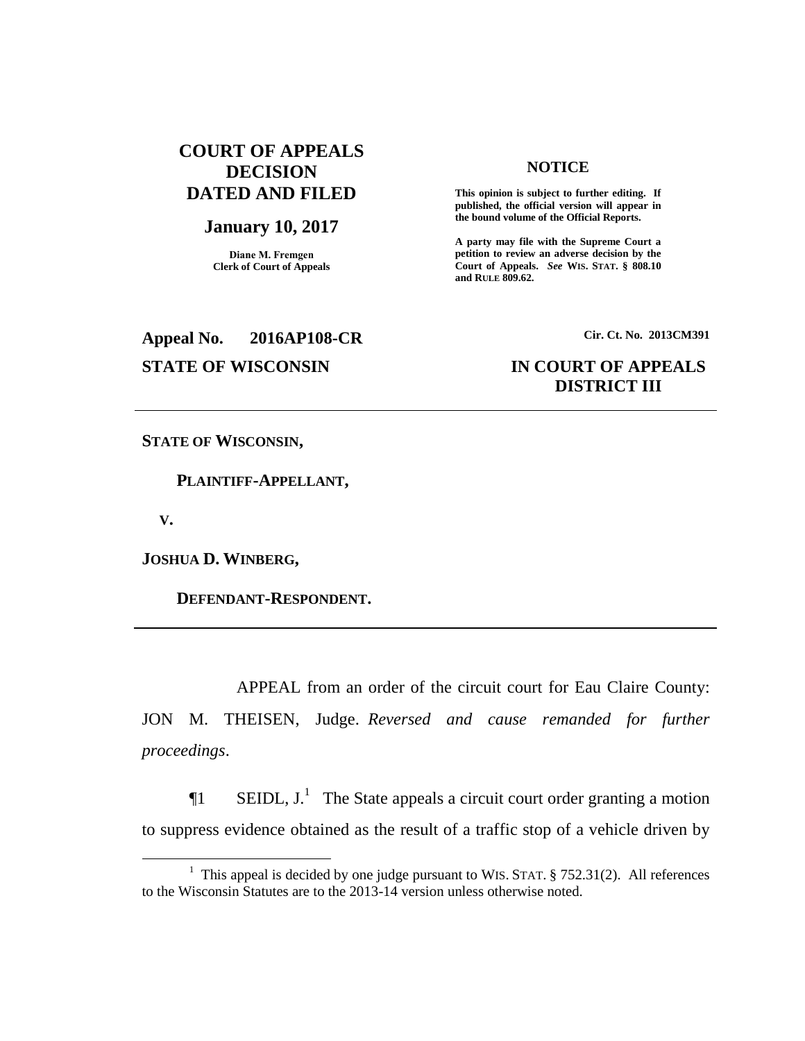**COURT OF APPEALS DECISION DATED AND FILED**

**January 10, 2017**

**Diane M. Fremgen**
**Clerk of Court of Appeals**

**NOTICE**

**This opinion is subject to further editing. If published, the official version will appear in the bound volume of the Official Reports.**

**A party may file with the Supreme Court a petition to review an adverse decision by the Court of Appeals. *See* WIS. STAT. § 808.10 and RULE 809.62.**

**Appeal No. 2016AP108-CR**

**Cir. Ct. No. 2013CM391**

**STATE OF WISCONSIN**

**IN COURT OF APPEALS DISTRICT III**

---

**STATE OF WISCONSIN,**

**PLAINTIFF-APPELLANT,**

**V.**

**JOSHUA D. WINBERG,**

**DEFENDANT-RESPONDENT.**

---

APPEAL from an order of the circuit court for Eau Claire County: JON M. THEISEN, Judge. *Reversed and cause remanded for further proceedings*.

¶1 SEIDL, J.[1] The State appeals a circuit court order granting a motion to suppress evidence obtained as the result of a traffic stop of a vehicle driven by

[1] This appeal is decided by one judge pursuant to WIS. STAT. § 752.31(2). All references to the Wisconsin Statutes are to the 2013-14 version unless otherwise noted.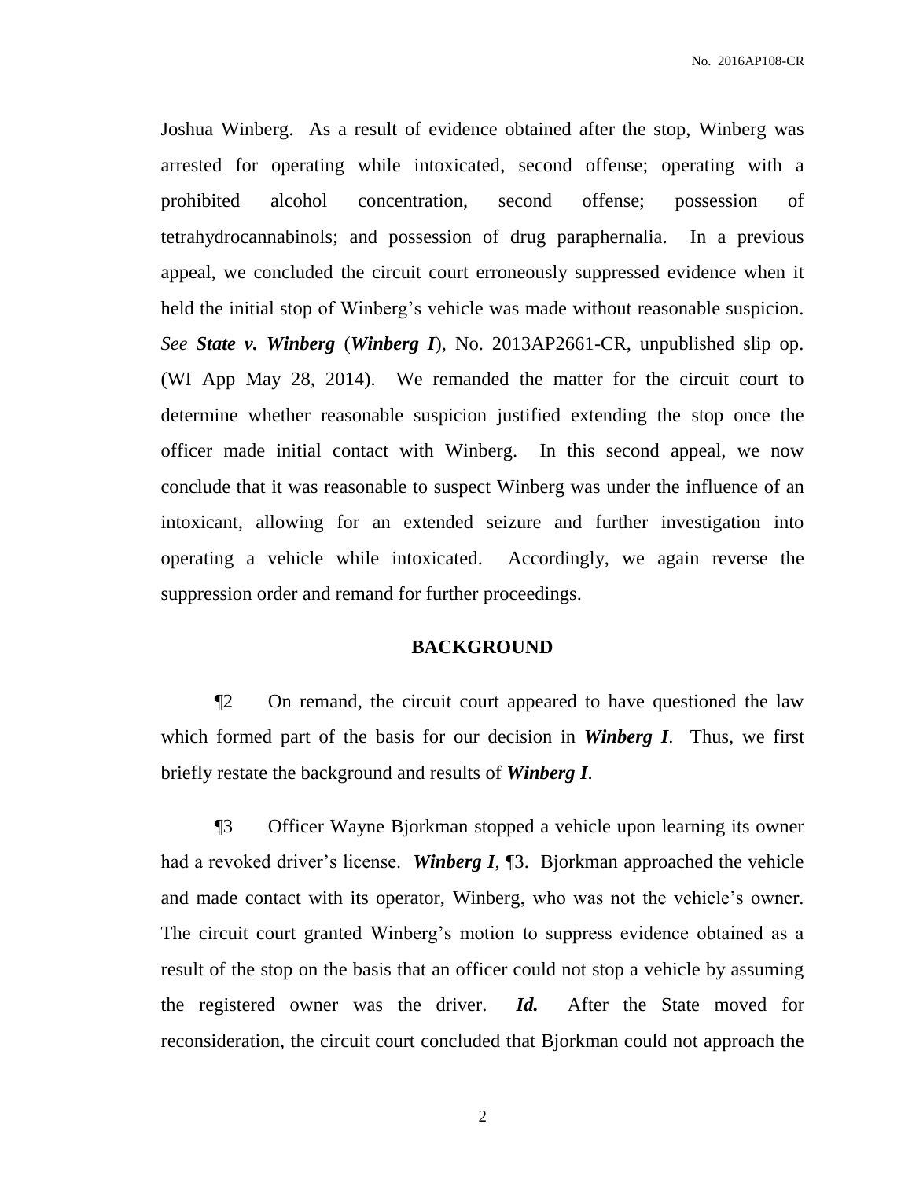Joshua Winberg. As a result of evidence obtained after the stop, Winberg was arrested for operating while intoxicated, second offense; operating with a prohibited alcohol concentration, second offense; possession of tetrahydrocannabinols; and possession of drug paraphernalia. In a previous appeal, we concluded the circuit court erroneously suppressed evidence when it held the initial stop of Winberg's vehicle was made without reasonable suspicion. *See* ***State v. Winberg*** (***Winberg I***), No. 2013AP2661-CR, unpublished slip op. (WI App May 28, 2014). We remanded the matter for the circuit court to determine whether reasonable suspicion justified extending the stop once the officer made initial contact with Winberg. In this second appeal, we now conclude that it was reasonable to suspect Winberg was under the influence of an intoxicant, allowing for an extended seizure and further investigation into operating a vehicle while intoxicated. Accordingly, we again reverse the suppression order and remand for further proceedings.

## BACKGROUND

¶2 On remand, the circuit court appeared to have questioned the law which formed part of the basis for our decision in ***Winberg I***. Thus, we first briefly restate the background and results of ***Winberg I***.

¶3 Officer Wayne Bjorkman stopped a vehicle upon learning its owner had a revoked driver's license. ***Winberg I***, ¶3. Bjorkman approached the vehicle and made contact with its operator, Winberg, who was not the vehicle's owner. The circuit court granted Winberg's motion to suppress evidence obtained as a result of the stop on the basis that an officer could not stop a vehicle by assuming the registered owner was the driver. ***Id.*** After the State moved for reconsideration, the circuit court concluded that Bjorkman could not approach the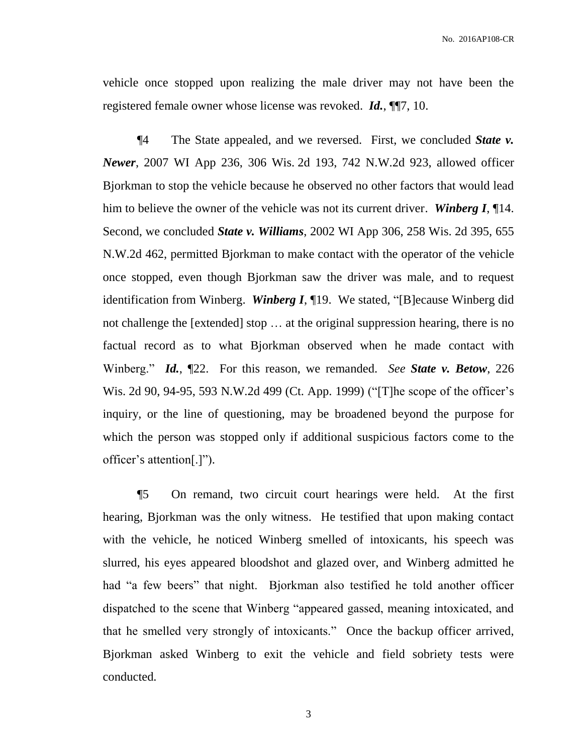vehicle once stopped upon realizing the male driver may not have been the registered female owner whose license was revoked. ***Id.***, ¶¶7, 10.

¶4 The State appealed, and we reversed. First, we concluded ***State v. Newer***, 2007 WI App 236, 306 Wis. 2d 193, 742 N.W.2d 923, allowed officer Bjorkman to stop the vehicle because he observed no other factors that would lead him to believe the owner of the vehicle was not its current driver. ***Winberg I***, ¶14. Second, we concluded ***State v. Williams***, 2002 WI App 306, 258 Wis. 2d 395, 655 N.W.2d 462, permitted Bjorkman to make contact with the operator of the vehicle once stopped, even though Bjorkman saw the driver was male, and to request identification from Winberg. ***Winberg I***, ¶19. We stated, "[B]ecause Winberg did not challenge the [extended] stop … at the original suppression hearing, there is no factual record as to what Bjorkman observed when he made contact with Winberg." ***Id.***, ¶22. For this reason, we remanded. *See* ***State v. Betow***, 226 Wis. 2d 90, 94-95, 593 N.W.2d 499 (Ct. App. 1999) ("[T]he scope of the officer's inquiry, or the line of questioning, may be broadened beyond the purpose for which the person was stopped only if additional suspicious factors come to the officer's attention[.]").

¶5 On remand, two circuit court hearings were held. At the first hearing, Bjorkman was the only witness. He testified that upon making contact with the vehicle, he noticed Winberg smelled of intoxicants, his speech was slurred, his eyes appeared bloodshot and glazed over, and Winberg admitted he had "a few beers" that night. Bjorkman also testified he told another officer dispatched to the scene that Winberg "appeared gassed, meaning intoxicated, and that he smelled very strongly of intoxicants." Once the backup officer arrived, Bjorkman asked Winberg to exit the vehicle and field sobriety tests were conducted.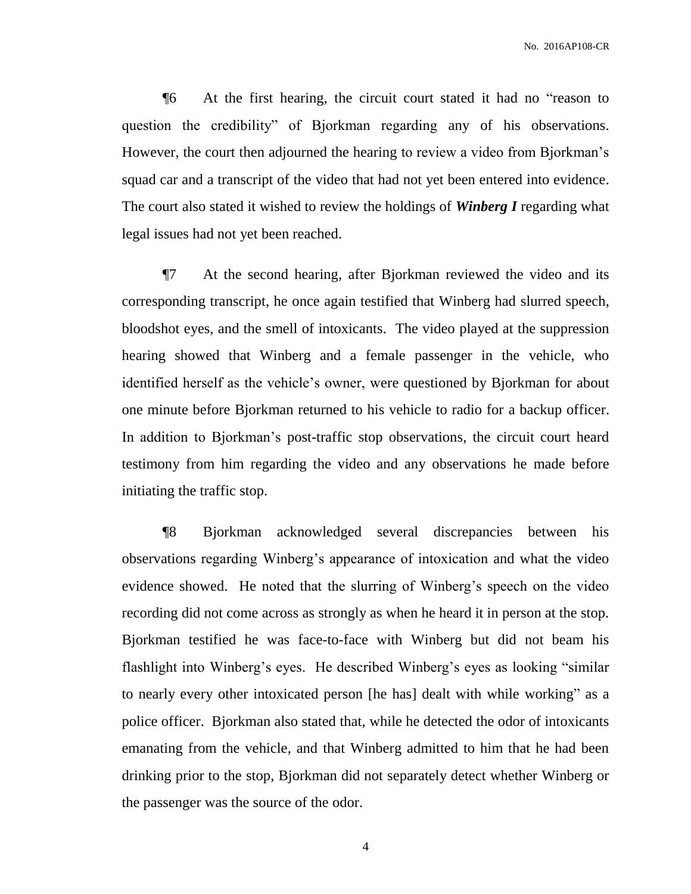¶6 At the first hearing, the circuit court stated it had no "reason to question the credibility" of Bjorkman regarding any of his observations. However, the court then adjourned the hearing to review a video from Bjorkman's squad car and a transcript of the video that had not yet been entered into evidence. The court also stated it wished to review the holdings of ***Winberg I*** regarding what legal issues had not yet been reached.

¶7 At the second hearing, after Bjorkman reviewed the video and its corresponding transcript, he once again testified that Winberg had slurred speech, bloodshot eyes, and the smell of intoxicants. The video played at the suppression hearing showed that Winberg and a female passenger in the vehicle, who identified herself as the vehicle's owner, were questioned by Bjorkman for about one minute before Bjorkman returned to his vehicle to radio for a backup officer. In addition to Bjorkman's post-traffic stop observations, the circuit court heard testimony from him regarding the video and any observations he made before initiating the traffic stop.

¶8 Bjorkman acknowledged several discrepancies between his observations regarding Winberg's appearance of intoxication and what the video evidence showed. He noted that the slurring of Winberg's speech on the video recording did not come across as strongly as when he heard it in person at the stop. Bjorkman testified he was face-to-face with Winberg but did not beam his flashlight into Winberg's eyes. He described Winberg's eyes as looking "similar to nearly every other intoxicated person [he has] dealt with while working" as a police officer. Bjorkman also stated that, while he detected the odor of intoxicants emanating from the vehicle, and that Winberg admitted to him that he had been drinking prior to the stop, Bjorkman did not separately detect whether Winberg or the passenger was the source of the odor.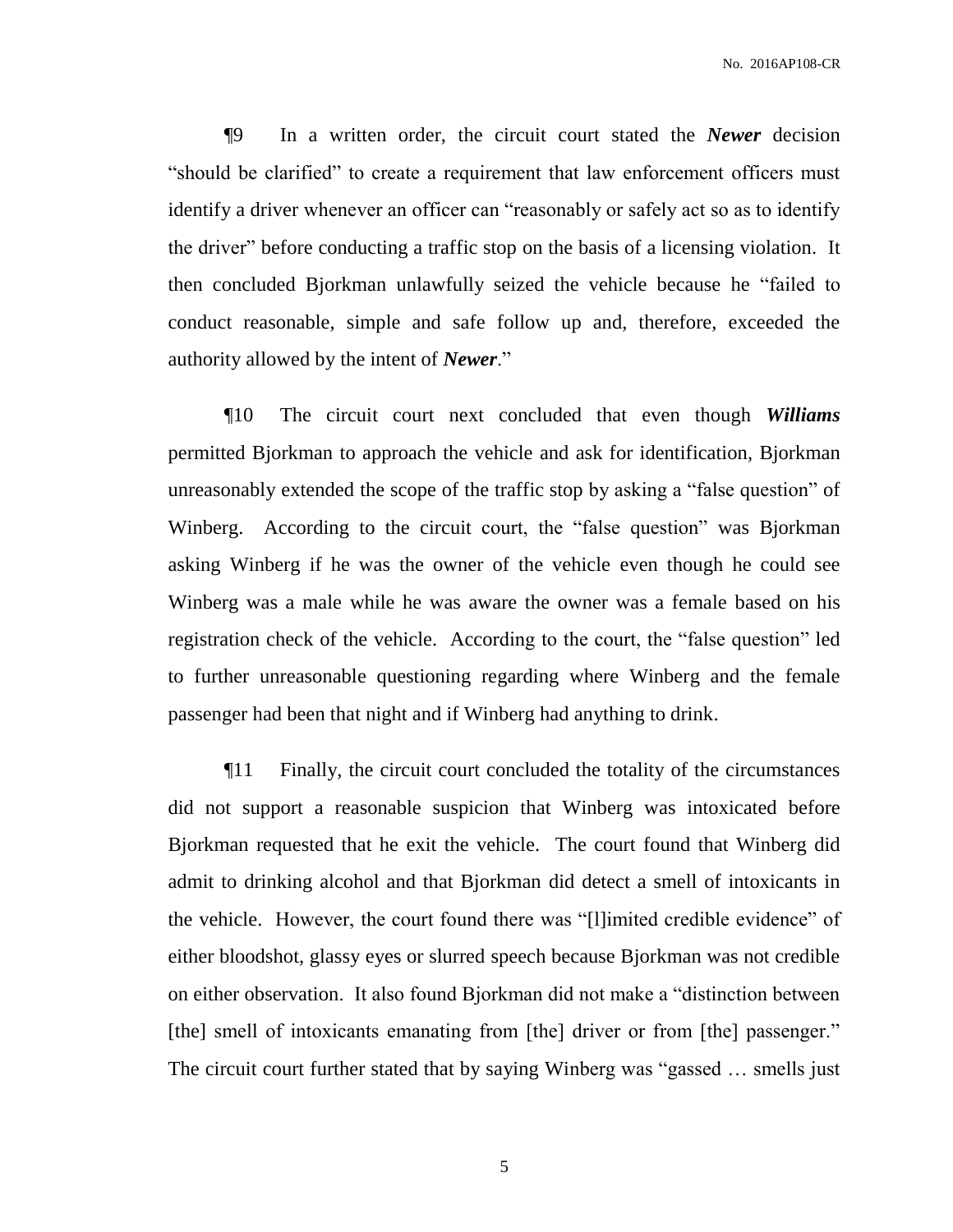¶9 In a written order, the circuit court stated the ***Newer*** decision "should be clarified" to create a requirement that law enforcement officers must identify a driver whenever an officer can "reasonably or safely act so as to identify the driver" before conducting a traffic stop on the basis of a licensing violation. It then concluded Bjorkman unlawfully seized the vehicle because he "failed to conduct reasonable, simple and safe follow up and, therefore, exceeded the authority allowed by the intent of ***Newer***."

¶10 The circuit court next concluded that even though ***Williams*** permitted Bjorkman to approach the vehicle and ask for identification, Bjorkman unreasonably extended the scope of the traffic stop by asking a "false question" of Winberg. According to the circuit court, the "false question" was Bjorkman asking Winberg if he was the owner of the vehicle even though he could see Winberg was a male while he was aware the owner was a female based on his registration check of the vehicle. According to the court, the "false question" led to further unreasonable questioning regarding where Winberg and the female passenger had been that night and if Winberg had anything to drink.

¶11 Finally, the circuit court concluded the totality of the circumstances did not support a reasonable suspicion that Winberg was intoxicated before Bjorkman requested that he exit the vehicle. The court found that Winberg did admit to drinking alcohol and that Bjorkman did detect a smell of intoxicants in the vehicle. However, the court found there was "[l]imited credible evidence" of either bloodshot, glassy eyes or slurred speech because Bjorkman was not credible on either observation. It also found Bjorkman did not make a "distinction between [the] smell of intoxicants emanating from [the] driver or from [the] passenger." The circuit court further stated that by saying Winberg was "gassed … smells just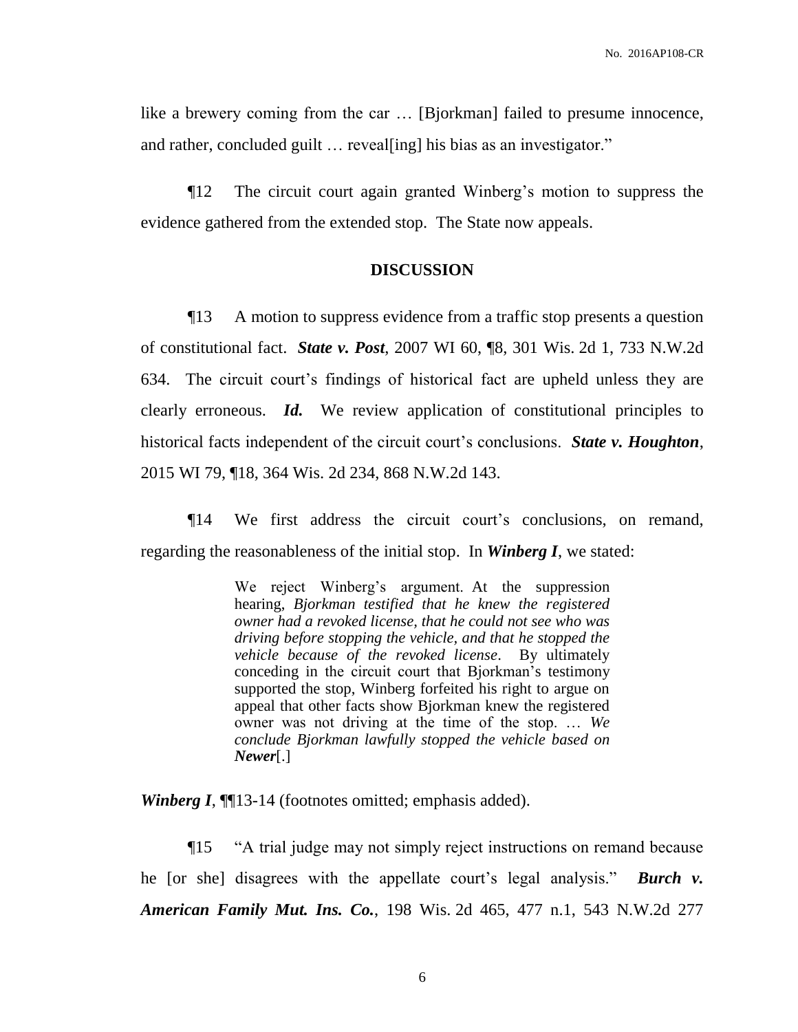like a brewery coming from the car … [Bjorkman] failed to presume innocence, and rather, concluded guilt … reveal[ing] his bias as an investigator."

¶12 The circuit court again granted Winberg's motion to suppress the evidence gathered from the extended stop. The State now appeals.

## DISCUSSION

¶13 A motion to suppress evidence from a traffic stop presents a question of constitutional fact. ***State v. Post***, 2007 WI 60, ¶8, 301 Wis. 2d 1, 733 N.W.2d 634. The circuit court's findings of historical fact are upheld unless they are clearly erroneous. ***Id.*** We review application of constitutional principles to historical facts independent of the circuit court's conclusions. ***State v. Houghton***, 2015 WI 79, ¶18, 364 Wis. 2d 234, 868 N.W.2d 143.

¶14 We first address the circuit court's conclusions, on remand, regarding the reasonableness of the initial stop. In ***Winberg I***, we stated:

> We reject Winberg's argument. At the suppression hearing, *Bjorkman testified that he knew the registered owner had a revoked license, that he could not see who was driving before stopping the vehicle, and that he stopped the vehicle because of the revoked license*. By ultimately conceding in the circuit court that Bjorkman's testimony supported the stop, Winberg forfeited his right to argue on appeal that other facts show Bjorkman knew the registered owner was not driving at the time of the stop. … *We conclude Bjorkman lawfully stopped the vehicle based on **Newer***[.]

***Winberg I***, ¶¶13-14 (footnotes omitted; emphasis added).

¶15 "A trial judge may not simply reject instructions on remand because he [or she] disagrees with the appellate court's legal analysis." ***Burch v. American Family Mut. Ins. Co.***, 198 Wis. 2d 465, 477 n.1, 543 N.W.2d 277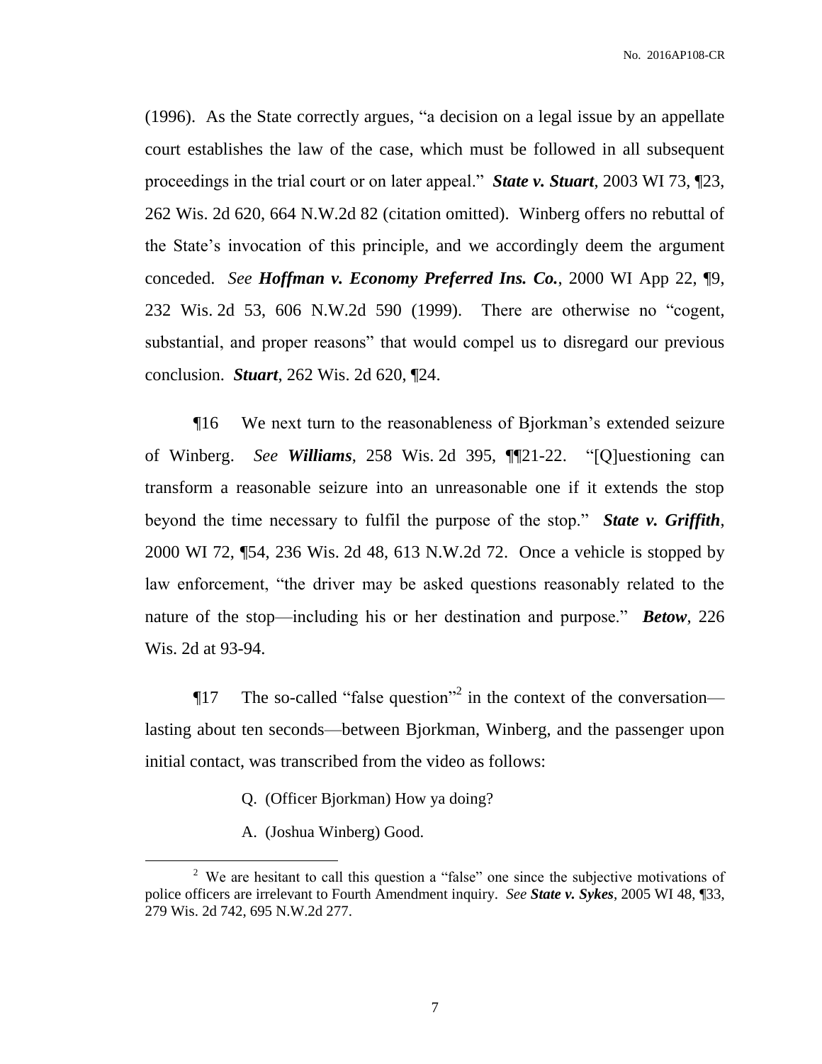(1996). As the State correctly argues, "a decision on a legal issue by an appellate court establishes the law of the case, which must be followed in all subsequent proceedings in the trial court or on later appeal." ***State v. Stuart***, 2003 WI 73, ¶23, 262 Wis. 2d 620, 664 N.W.2d 82 (citation omitted). Winberg offers no rebuttal of the State's invocation of this principle, and we accordingly deem the argument conceded. *See* ***Hoffman v. Economy Preferred Ins. Co.***, 2000 WI App 22, ¶9, 232 Wis. 2d 53, 606 N.W.2d 590 (1999). There are otherwise no "cogent, substantial, and proper reasons" that would compel us to disregard our previous conclusion. ***Stuart***, 262 Wis. 2d 620, ¶24.

¶16 We next turn to the reasonableness of Bjorkman's extended seizure of Winberg. *See* ***Williams***, 258 Wis. 2d 395, ¶¶21-22. "[Q]uestioning can transform a reasonable seizure into an unreasonable one if it extends the stop beyond the time necessary to fulfil the purpose of the stop." ***State v. Griffith***, 2000 WI 72, ¶54, 236 Wis. 2d 48, 613 N.W.2d 72. Once a vehicle is stopped by law enforcement, "the driver may be asked questions reasonably related to the nature of the stop—including his or her destination and purpose." ***Betow***, 226 Wis. 2d at 93-94.

¶17 The so-called "false question"[2] in the context of the conversation—lasting about ten seconds—between Bjorkman, Winberg, and the passenger upon initial contact, was transcribed from the video as follows:

> Q. (Officer Bjorkman) How ya doing?
>
> A. (Joshua Winberg) Good.

---

[2] We are hesitant to call this question a "false" one since the subjective motivations of police officers are irrelevant to Fourth Amendment inquiry. *See* ***State v. Sykes***, 2005 WI 48, ¶33, 279 Wis. 2d 742, 695 N.W.2d 277.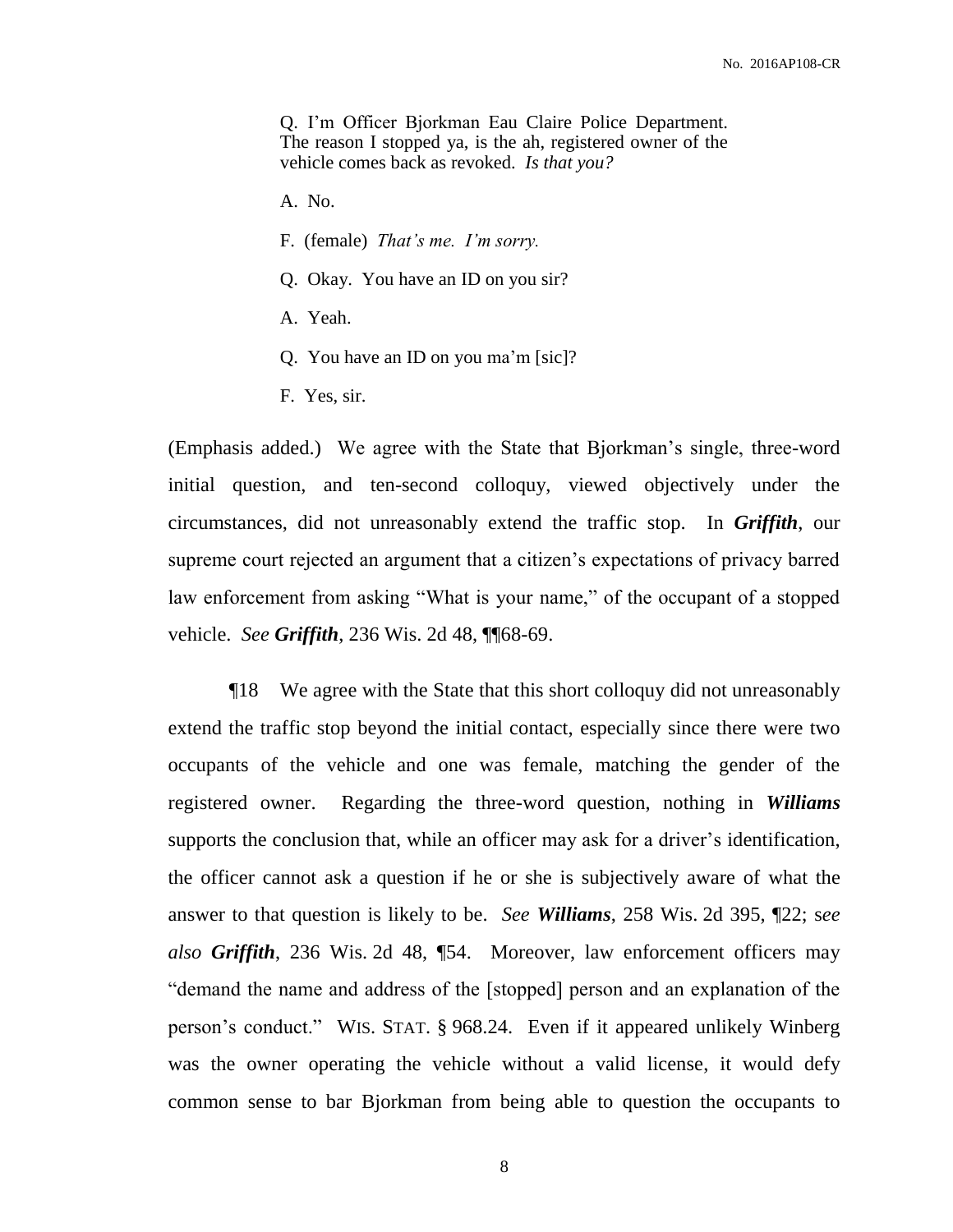> Q. I'm Officer Bjorkman Eau Claire Police Department. The reason I stopped ya, is the ah, registered owner of the vehicle comes back as revoked. *Is that you?*
>
> A. No.
>
> F. (female) *That's me. I'm sorry.*
>
> Q. Okay. You have an ID on you sir?
>
> A. Yeah.
>
> Q. You have an ID on you ma'm [sic]?
>
> F. Yes, sir.

(Emphasis added.) We agree with the State that Bjorkman's single, three-word initial question, and ten-second colloquy, viewed objectively under the circumstances, did not unreasonably extend the traffic stop. In ***Griffith***, our supreme court rejected an argument that a citizen's expectations of privacy barred law enforcement from asking "What is your name," of the occupant of a stopped vehicle. *See* ***Griffith***, 236 Wis. 2d 48, ¶¶68-69.

¶18 We agree with the State that this short colloquy did not unreasonably extend the traffic stop beyond the initial contact, especially since there were two occupants of the vehicle and one was female, matching the gender of the registered owner. Regarding the three-word question, nothing in ***Williams*** supports the conclusion that, while an officer may ask for a driver's identification, the officer cannot ask a question if he or she is subjectively aware of what the answer to that question is likely to be. *See* ***Williams***, 258 Wis. 2d 395, ¶22; *see also* ***Griffith***, 236 Wis. 2d 48, ¶54. Moreover, law enforcement officers may "demand the name and address of the [stopped] person and an explanation of the person's conduct." WIS. STAT. § 968.24. Even if it appeared unlikely Winberg was the owner operating the vehicle without a valid license, it would defy common sense to bar Bjorkman from being able to question the occupants to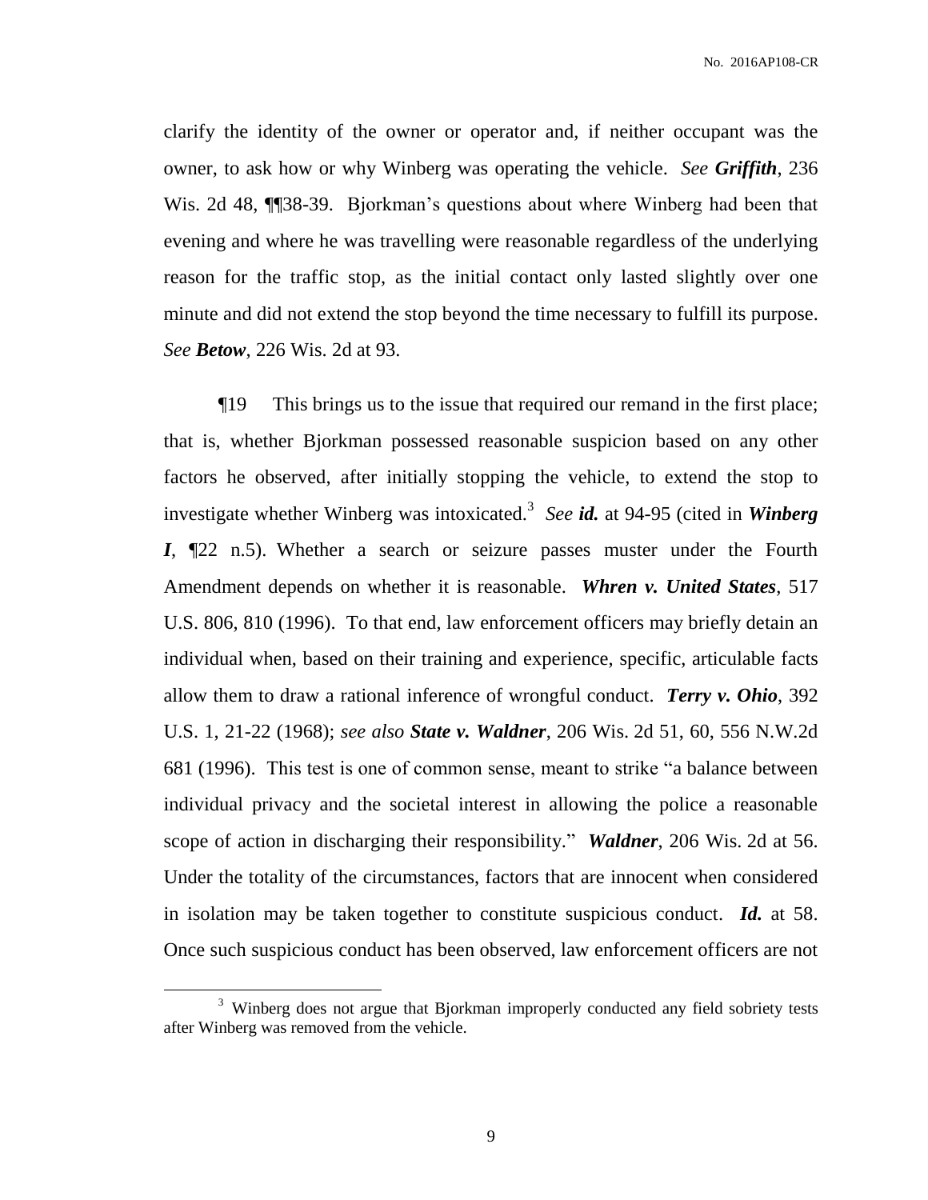clarify the identity of the owner or operator and, if neither occupant was the owner, to ask how or why Winberg was operating the vehicle. *See* ***Griffith***, 236 Wis. 2d 48, ¶¶38-39. Bjorkman's questions about where Winberg had been that evening and where he was travelling were reasonable regardless of the underlying reason for the traffic stop, as the initial contact only lasted slightly over one minute and did not extend the stop beyond the time necessary to fulfill its purpose. *See* ***Betow***, 226 Wis. 2d at 93.

¶19 This brings us to the issue that required our remand in the first place; that is, whether Bjorkman possessed reasonable suspicion based on any other factors he observed, after initially stopping the vehicle, to extend the stop to investigate whether Winberg was intoxicated.[3] *See* ***id.*** at 94-95 (cited in ***Winberg I***, ¶22 n.5). Whether a search or seizure passes muster under the Fourth Amendment depends on whether it is reasonable. ***Whren v. United States***, 517 U.S. 806, 810 (1996). To that end, law enforcement officers may briefly detain an individual when, based on their training and experience, specific, articulable facts allow them to draw a rational inference of wrongful conduct. ***Terry v. Ohio***, 392 U.S. 1, 21-22 (1968); *see also* ***State v. Waldner***, 206 Wis. 2d 51, 60, 556 N.W.2d 681 (1996). This test is one of common sense, meant to strike "a balance between individual privacy and the societal interest in allowing the police a reasonable scope of action in discharging their responsibility." ***Waldner***, 206 Wis. 2d at 56. Under the totality of the circumstances, factors that are innocent when considered in isolation may be taken together to constitute suspicious conduct. ***Id.*** at 58. Once such suspicious conduct has been observed, law enforcement officers are not

---

[3] Winberg does not argue that Bjorkman improperly conducted any field sobriety tests after Winberg was removed from the vehicle.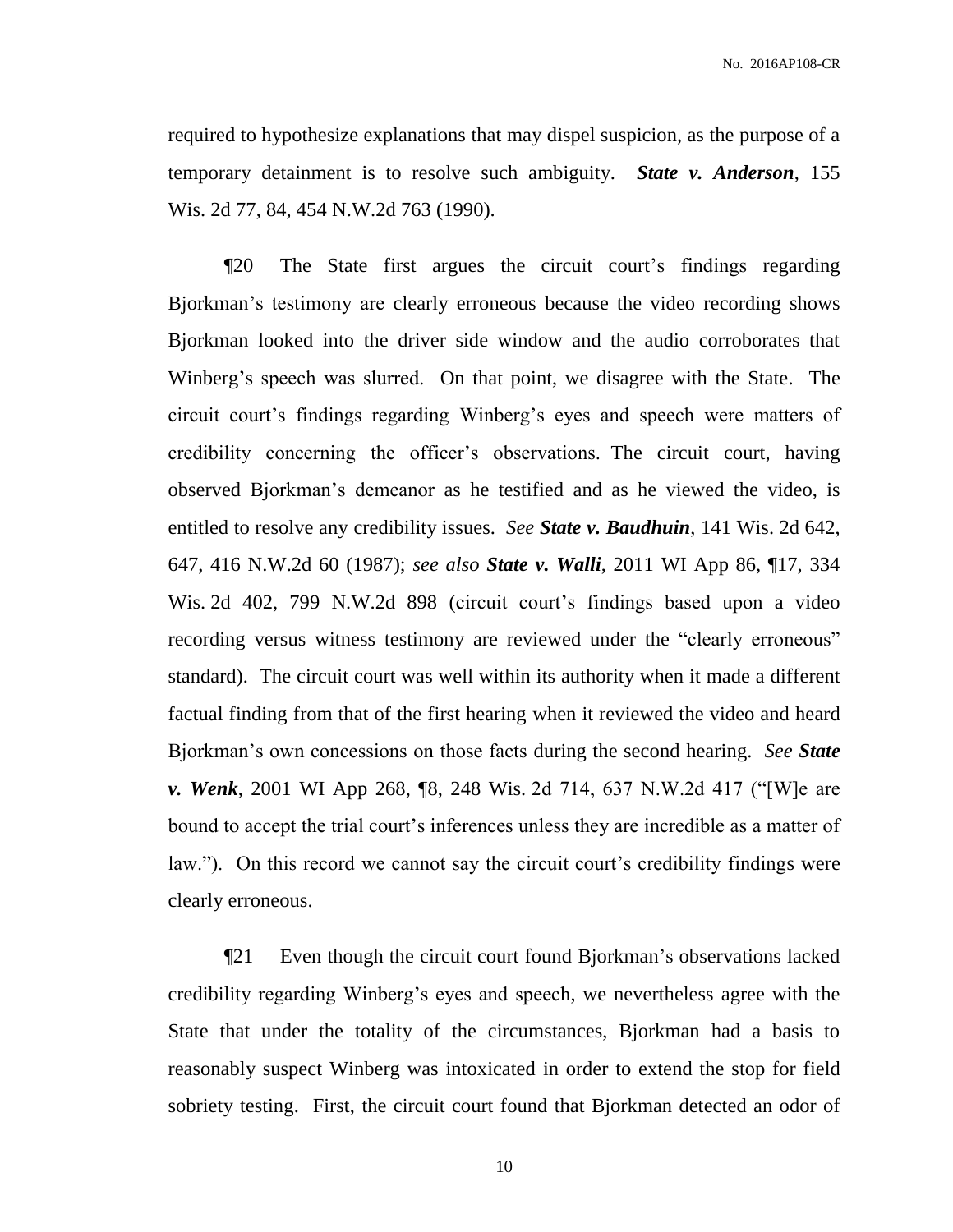required to hypothesize explanations that may dispel suspicion, as the purpose of a temporary detainment is to resolve such ambiguity. ***State v. Anderson***, 155 Wis. 2d 77, 84, 454 N.W.2d 763 (1990).

¶20 The State first argues the circuit court's findings regarding Bjorkman's testimony are clearly erroneous because the video recording shows Bjorkman looked into the driver side window and the audio corroborates that Winberg's speech was slurred. On that point, we disagree with the State. The circuit court's findings regarding Winberg's eyes and speech were matters of credibility concerning the officer's observations. The circuit court, having observed Bjorkman's demeanor as he testified and as he viewed the video, is entitled to resolve any credibility issues. *See* ***State v. Baudhuin***, 141 Wis. 2d 642, 647, 416 N.W.2d 60 (1987); *see also* ***State v. Walli***, 2011 WI App 86, ¶17, 334 Wis. 2d 402, 799 N.W.2d 898 (circuit court's findings based upon a video recording versus witness testimony are reviewed under the "clearly erroneous" standard). The circuit court was well within its authority when it made a different factual finding from that of the first hearing when it reviewed the video and heard Bjorkman's own concessions on those facts during the second hearing. *See* ***State v. Wenk***, 2001 WI App 268, ¶8, 248 Wis. 2d 714, 637 N.W.2d 417 ("[W]e are bound to accept the trial court's inferences unless they are incredible as a matter of law."). On this record we cannot say the circuit court's credibility findings were clearly erroneous.

¶21 Even though the circuit court found Bjorkman's observations lacked credibility regarding Winberg's eyes and speech, we nevertheless agree with the State that under the totality of the circumstances, Bjorkman had a basis to reasonably suspect Winberg was intoxicated in order to extend the stop for field sobriety testing. First, the circuit court found that Bjorkman detected an odor of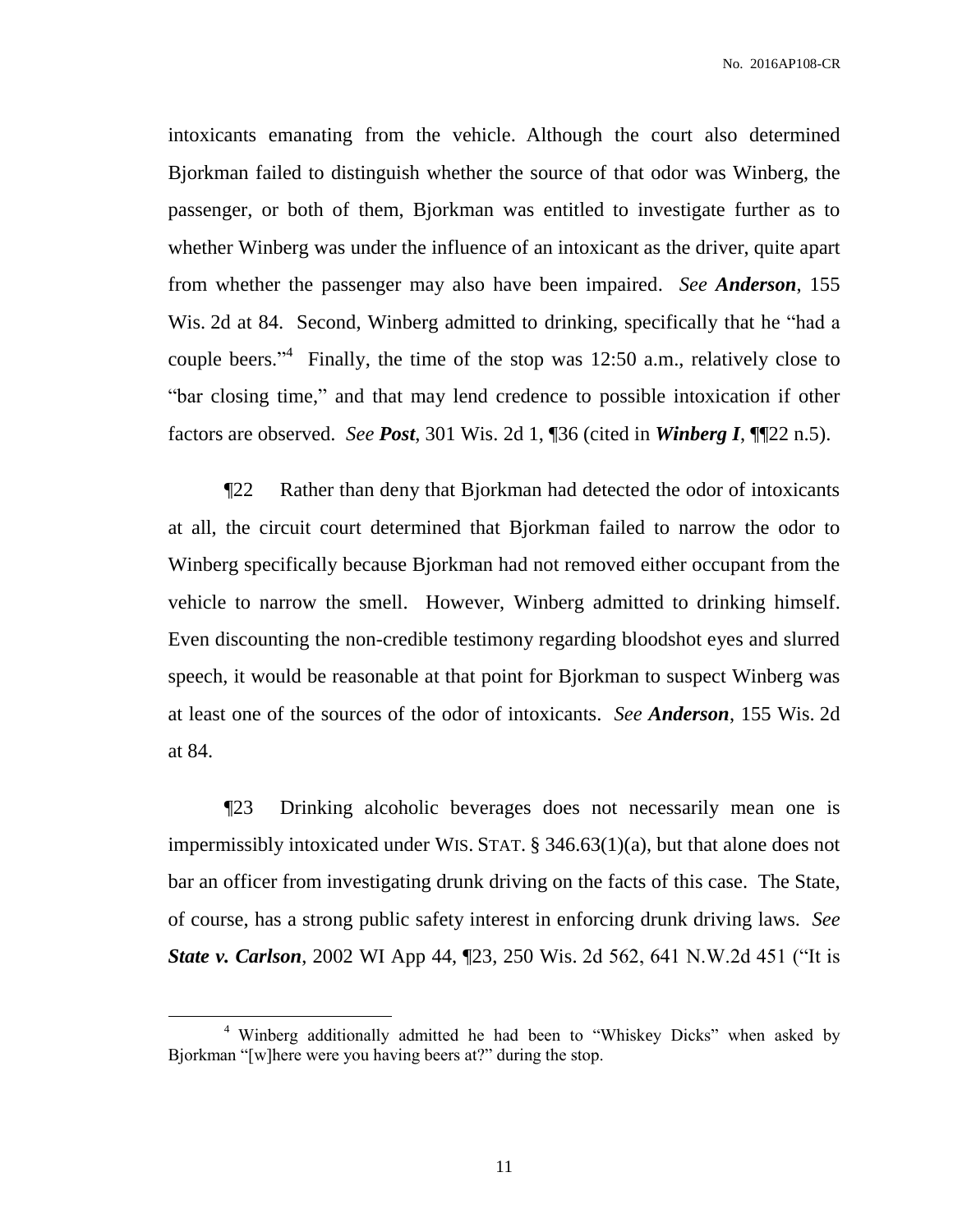intoxicants emanating from the vehicle. Although the court also determined Bjorkman failed to distinguish whether the source of that odor was Winberg, the passenger, or both of them, Bjorkman was entitled to investigate further as to whether Winberg was under the influence of an intoxicant as the driver, quite apart from whether the passenger may also have been impaired. *See* ***Anderson***, 155 Wis. 2d at 84. Second, Winberg admitted to drinking, specifically that he "had a couple beers."[4] Finally, the time of the stop was 12:50 a.m., relatively close to "bar closing time," and that may lend credence to possible intoxication if other factors are observed. *See* ***Post***, 301 Wis. 2d 1, ¶36 (cited in ***Winberg I***, ¶¶22 n.5).

¶22 Rather than deny that Bjorkman had detected the odor of intoxicants at all, the circuit court determined that Bjorkman failed to narrow the odor to Winberg specifically because Bjorkman had not removed either occupant from the vehicle to narrow the smell. However, Winberg admitted to drinking himself. Even discounting the non-credible testimony regarding bloodshot eyes and slurred speech, it would be reasonable at that point for Bjorkman to suspect Winberg was at least one of the sources of the odor of intoxicants. *See* ***Anderson***, 155 Wis. 2d at 84.

¶23 Drinking alcoholic beverages does not necessarily mean one is impermissibly intoxicated under WIS. STAT. § 346.63(1)(a), but that alone does not bar an officer from investigating drunk driving on the facts of this case. The State, of course, has a strong public safety interest in enforcing drunk driving laws. *See* ***State v. Carlson***, 2002 WI App 44, ¶23, 250 Wis. 2d 562, 641 N.W.2d 451 ("It is

---

[4] Winberg additionally admitted he had been to "Whiskey Dicks" when asked by Bjorkman "[w]here were you having beers at?" during the stop.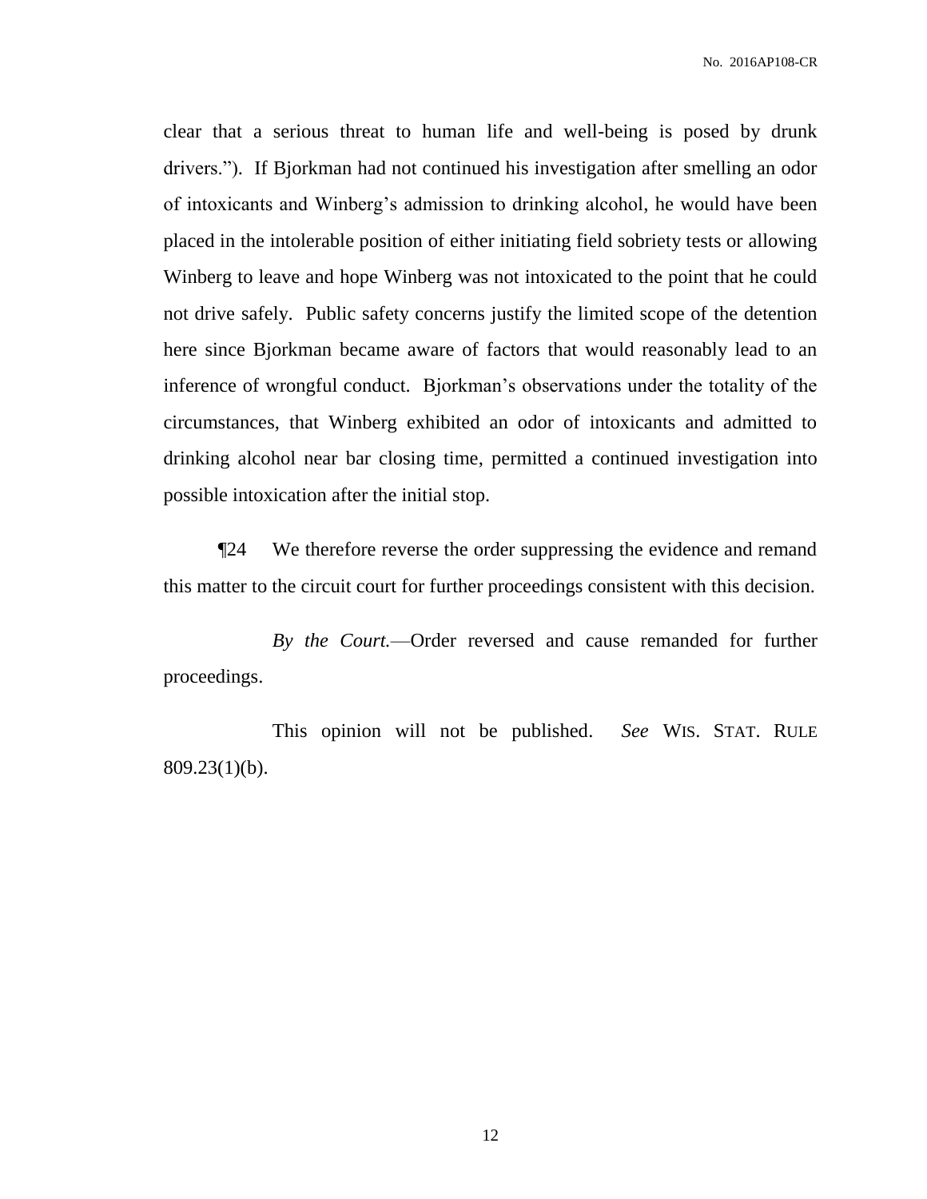clear that a serious threat to human life and well-being is posed by drunk drivers."). If Bjorkman had not continued his investigation after smelling an odor of intoxicants and Winberg's admission to drinking alcohol, he would have been placed in the intolerable position of either initiating field sobriety tests or allowing Winberg to leave and hope Winberg was not intoxicated to the point that he could not drive safely. Public safety concerns justify the limited scope of the detention here since Bjorkman became aware of factors that would reasonably lead to an inference of wrongful conduct. Bjorkman's observations under the totality of the circumstances, that Winberg exhibited an odor of intoxicants and admitted to drinking alcohol near bar closing time, permitted a continued investigation into possible intoxication after the initial stop.

¶24 We therefore reverse the order suppressing the evidence and remand this matter to the circuit court for further proceedings consistent with this decision.

*By the Court.*—Order reversed and cause remanded for further proceedings.

This opinion will not be published. *See* WIS. STAT. RULE 809.23(1)(b).